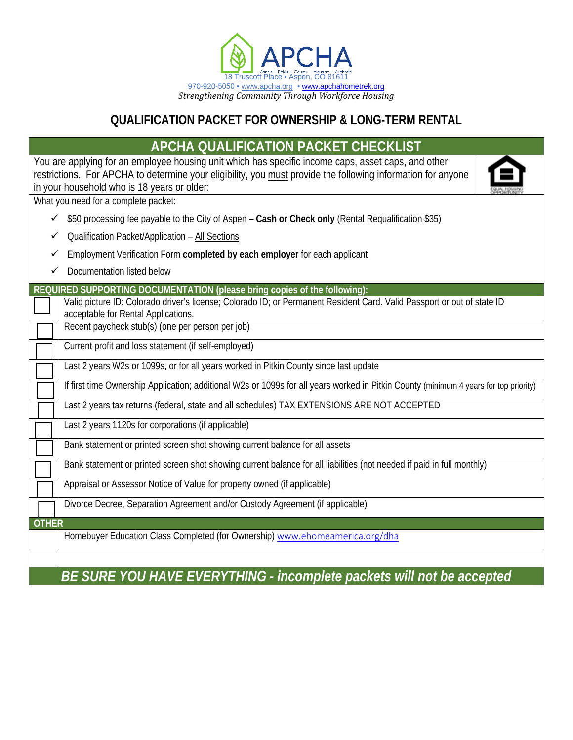# APCHA

18 Truscott Place • Aspen, CO 81611
970-920-5050 • www.apcha.org • www.apchahometrek.org
*Strengthening Community Through Workforce Housing*

## QUALIFICATION PACKET FOR OWNERSHIP & LONG-TERM RENTAL

### APCHA QUALIFICATION PACKET CHECKLIST

You are applying for an employee housing unit which has specific income caps, asset caps, and other restrictions. For APCHA to determine your eligibility, you must provide the following information for anyone in your household who is 18 years or older:

What you need for a complete packet:

- ✓ $50 processing fee payable to the City of Aspen – **Cash or Check only** (Rental Requalification $35)
- ✓ Qualification Packet/Application – All Sections
- ✓ Employment Verification Form **completed by each employer** for each applicant
- ✓ Documentation listed below

| REQUIRED SUPPORTING DOCUMENTATION (please bring copies of the following): | |
|---|---|
| ☐ | Valid picture ID: Colorado driver's license; Colorado ID; or Permanent Resident Card. Valid Passport or out of state ID acceptable for Rental Applications. |
| ☐ | Recent paycheck stub(s) (one per person per job) |
| ☐ | Current profit and loss statement (if self-employed) |
| ☐ | Last 2 years W2s or 1099s, or for all years worked in Pitkin County since last update |
| ☐ | If first time Ownership Application; additional W2s or 1099s for all years worked in Pitkin County (minimum 4 years for top priority) |
| ☐ | Last 2 years tax returns (federal, state and all schedules) TAX EXTENSIONS ARE NOT ACCEPTED |
| ☐ | Last 2 years 1120s for corporations (if applicable) |
| ☐ | Bank statement or printed screen shot showing current balance for all assets |
| ☐ | Bank statement or printed screen shot showing current balance for all liabilities (not needed if paid in full monthly) |
| ☐ | Appraisal or Assessor Notice of Value for property owned (if applicable) |
| ☐ | Divorce Decree, Separation Agreement and/or Custody Agreement (if applicable) |
| **OTHER** | |
| | Homebuyer Education Class Completed (for Ownership) www.ehomeamerica.org/dha |
| | |

***BE SURE YOU HAVE EVERYTHING - incomplete packets will not be accepted***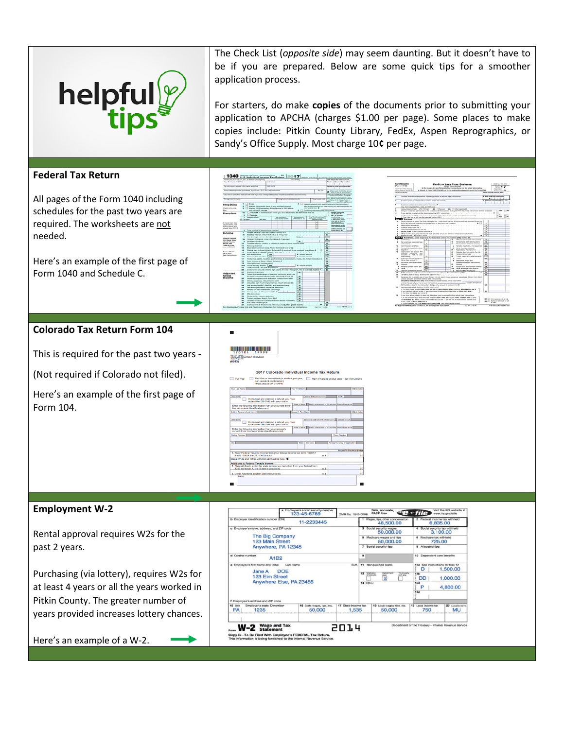helpful tips

The Check List (*opposite side*) may seem daunting. But it doesn't have to be if you are prepared. Below are some quick tips for a smoother application process.

For starters, do make **copies** of the documents prior to submitting your application to APCHA (charges $1.00 per page). Some places to make copies include: Pitkin County Library, FedEx, Aspen Reprographics, or Sandy's Office Supply. Most charge 10¢ per page.

## Federal Tax Return

All pages of the Form 1040 including schedules for the past two years are required. The worksheets are not needed.

Here's an example of the first page of Form 1040 and Schedule C.

## Colorado Tax Return Form 104

This is required for the past two years -

(Not required if Colorado not filed).

Here's an example of the first page of Form 104.

## Employment W-2

Rental approval requires W2s for the past 2 years.

Purchasing (via lottery), requires W2s for at least 4 years or all the years worked in Pitkin County. The greater number of years provided increases lottery chances.

Here's an example of a W-2.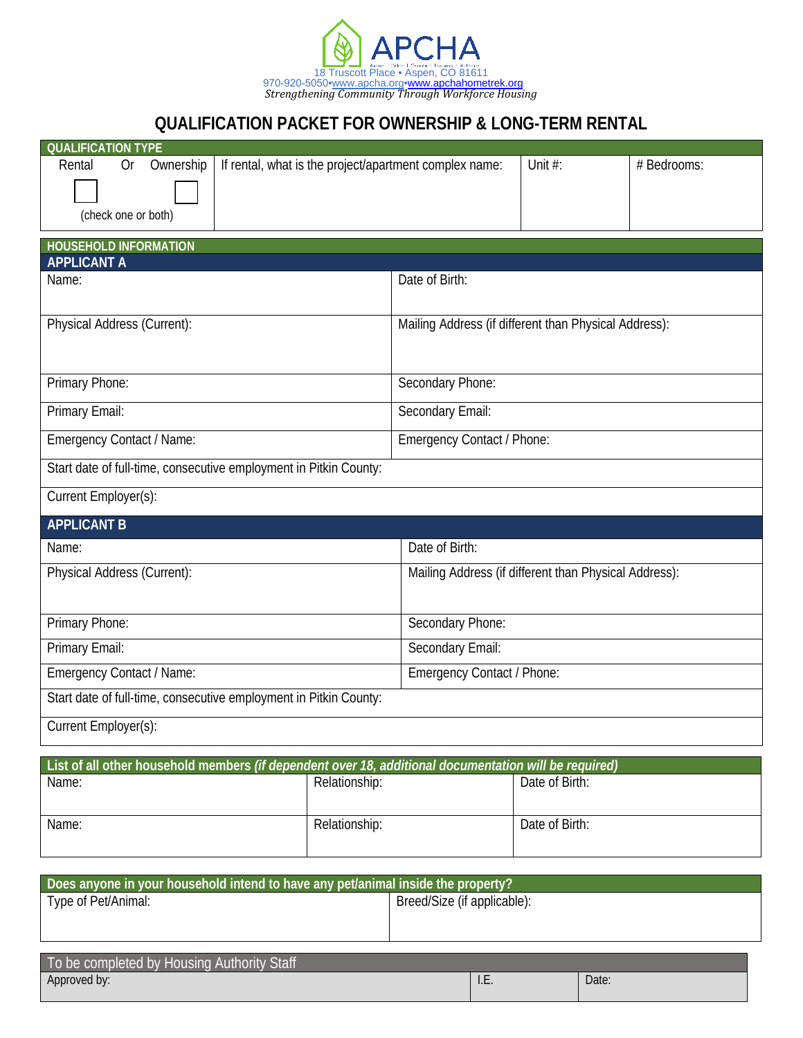**APCHA**

18 Truscott Place • Aspen, CO 81611
970-920-5050•www.apcha.org•www.apchahometrek.org
*Strengthening Community Through Workforce Housing*

# QUALIFICATION PACKET FOR OWNERSHIP & LONG-TERM RENTAL

| QUALIFICATION TYPE | | | |
|---|---|---|---|
| Rental ☐ Or Ownership ☐ (check one or both) | If rental, what is the project/apartment complex name: | Unit #: | # Bedrooms: |

## HOUSEHOLD INFORMATION

### APPLICANT A

| | |
|---|---|
| Name: | Date of Birth: |
| Physical Address (Current): | Mailing Address (if different than Physical Address): |
| Primary Phone: | Secondary Phone: |
| Primary Email: | Secondary Email: |
| Emergency Contact / Name: | Emergency Contact / Phone: |
| Start date of full-time, consecutive employment in Pitkin County: | |
| Current Employer(s): | |

### APPLICANT B

| | |
|---|---|
| Name: | Date of Birth: |
| Physical Address (Current): | Mailing Address (if different than Physical Address): |
| Primary Phone: | Secondary Phone: |
| Primary Email: | Secondary Email: |
| Emergency Contact / Name: | Emergency Contact / Phone: |
| Start date of full-time, consecutive employment in Pitkin County: | |
| Current Employer(s): | |

| List of all other household members *(if dependent over 18, additional documentation will be required)* | | |
|---|---|---|
| Name: | Relationship: | Date of Birth: |
| Name: | Relationship: | Date of Birth: |

| Does anyone in your household intend to have any pet/animal inside the property? | |
|---|---|
| Type of Pet/Animal: | Breed/Size (if applicable): |

| To be completed by Housing Authority Staff | | |
|---|---|---|
| Approved by: | I.E. | Date: |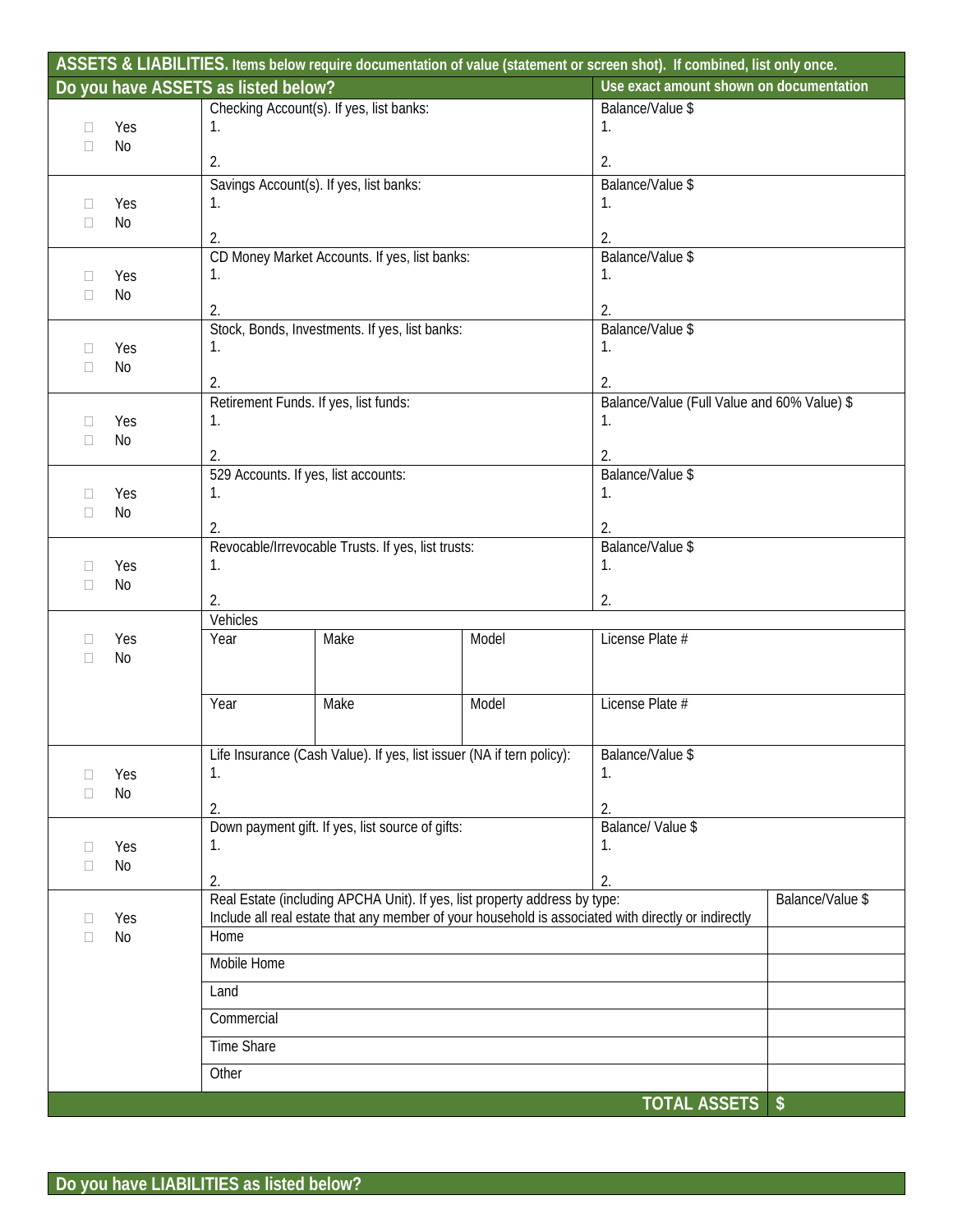## ASSETS & LIABILITIES. Items below require documentation of value (statement or screen shot). If combined, list only once.

| Do you have ASSETS as listed below? | | | | Use exact amount shown on documentation | |
|---|---|---|---|---|---|
| ☐ Yes ☐ No | Checking Account(s). If yes, list banks: 1. 2. | | | Balance/Value $ 1. 2. | |
| ☐ Yes ☐ No | Savings Account(s). If yes, list banks: 1. 2. | | | Balance/Value $ 1. 2. | |
| ☐ Yes ☐ No | CD Money Market Accounts. If yes, list banks: 1. 2. | | | Balance/Value $ 1. 2. | |
| ☐ Yes ☐ No | Stock, Bonds, Investments. If yes, list banks: 1. 2. | | | Balance/Value $ 1. 2. | |
| ☐ Yes ☐ No | Retirement Funds. If yes, list funds: 1. 2. | | | Balance/Value (Full Value and 60% Value) $ 1. 2. | |
| ☐ Yes ☐ No | 529 Accounts. If yes, list accounts: 1. 2. | | | Balance/Value $ 1. 2. | |
| ☐ Yes ☐ No | Revocable/Irrevocable Trusts. If yes, list trusts: 1. 2. | | | Balance/Value $ 1. 2. | |
| ☐ Yes ☐ No | Vehicles | | | | |
| | Year | Make | Model | License Plate # | |
| | Year | Make | Model | License Plate # | |
| ☐ Yes ☐ No | Life Insurance (Cash Value). If yes, list issuer (NA if tern policy): 1. 2. | | | Balance/Value $ 1. 2. | |
| ☐ Yes ☐ No | Down payment gift. If yes, list source of gifts: 1. 2. | | | Balance/ Value $ 1. 2. | |
| ☐ Yes ☐ No | Real Estate (including APCHA Unit). If yes, list property address by type: Include all real estate that any member of your household is associated with directly or indirectly | | | | Balance/Value $ |
| | Home | | | | |
| | Mobile Home | | | | |
| | Land | | | | |
| | Commercial | | | | |
| | Time Share | | | | |
| | Other | | | | |
| | | | | **TOTAL ASSETS** | **$** |

## Do you have LIABILITIES as listed below?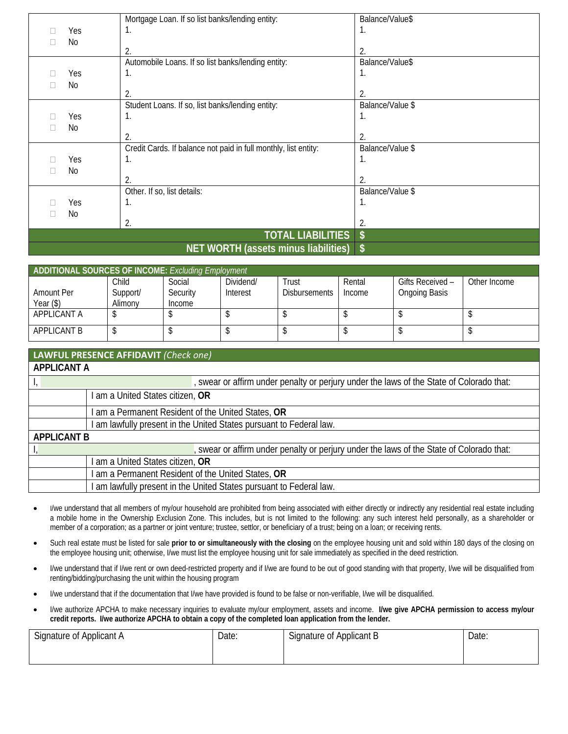| | | |
|---|---|---|
| ☐ Yes<br>☐ No | Mortgage Loan. If so list banks/lending entity:<br>1.<br><br>2. | Balance/Value$<br>1.<br><br>2. |
| ☐ Yes<br>☐ No | Automobile Loans. If so list banks/lending entity:<br>1.<br><br>2. | Balance/Value$<br>1.<br><br>2. |
| ☐ Yes<br>☐ No | Student Loans. If so, list banks/lending entity:<br>1.<br><br>2. | Balance/Value $<br>1.<br><br>2. |
| ☐ Yes<br>☐ No | Credit Cards. If balance not paid in full monthly, list entity:<br>1.<br><br>2. | Balance/Value $<br>1.<br><br>2. |
| ☐ Yes<br>☐ No | Other. If so, list details:<br>1.<br><br>2. | Balance/Value $<br>1.<br><br>2. |
| | **TOTAL LIABILITIES** | **$** |
| | **NET WORTH (assets minus liabilities)** | **$** |

| **ADDITIONAL SOURCES OF INCOME:** *Excluding Employment* | | | | | | | |
|---|---|---|---|---|---|---|---|
| Amount Per Year ($) | Child Support/ Alimony | Social Security Income | Dividend/ Interest | Trust Disbursements | Rental Income | Gifts Received – Ongoing Basis | Other Income |
| APPLICANT A | $ | $ | $ | $ | $ | $ | $ |
| APPLICANT B | $ | $ | $ | $ | $ | $ | $ |

| **LAWFUL PRESENCE AFFIDAVIT** *(Check one)* | |
|---|---|
| **APPLICANT A** | |
| I, ______________________, swear or affirm under penalty or perjury under the laws of the State of Colorado that: | |
| | I am a United States citizen, **OR** |
| | I am a Permanent Resident of the United States, **OR** |
| | I am lawfully present in the United States pursuant to Federal law. |
| **APPLICANT B** | |
| I, ______________________, swear or affirm under penalty or perjury under the laws of the State of Colorado that: | |
| | I am a United States citizen, **OR** |
| | I am a Permanent Resident of the United States, **OR** |
| | I am lawfully present in the United States pursuant to Federal law. |

- I/we understand that all members of my/our household are prohibited from being associated with either directly or indirectly any residential real estate including a mobile home in the Ownership Exclusion Zone. This includes, but is not limited to the following: any such interest held personally, as a shareholder or member of a corporation; as a partner or joint venture; trustee, settlor, or beneficiary of a trust; being on a loan; or receiving rents.
- Such real estate must be listed for sale **prior to or simultaneously with the closing** on the employee housing unit and sold within 180 days of the closing on the employee housing unit; otherwise, I/we must list the employee housing unit for sale immediately as specified in the deed restriction.
- I/we understand that if I/we rent or own deed-restricted property and if I/we are found to be out of good standing with that property, I/we will be disqualified from renting/bidding/purchasing the unit within the housing program
- I/we understand that if the documentation that I/we have provided is found to be false or non-verifiable, I/we will be disqualified.
- I/we authorize APCHA to make necessary inquiries to evaluate my/our employment, assets and income. **I/we give APCHA permission to access my/our credit reports. I/we authorize APCHA to obtain a copy of the completed loan application from the lender.**

| Signature of Applicant A | Date: | Signature of Applicant B | Date: |
|---|---|---|---|
| | | | |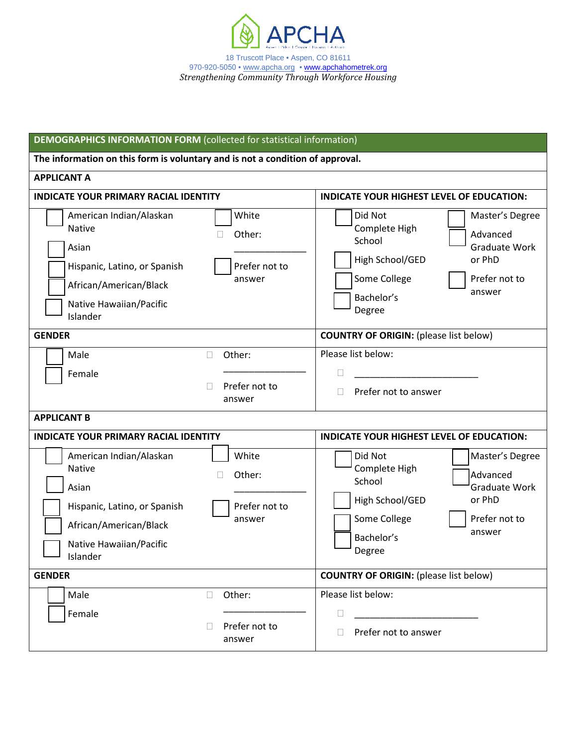# APCHA

18 Truscott Place • Aspen, CO 81611
970-920-5050 • www.apcha.org • www.apchahometrek.org
*Strengthening Community Through Workforce Housing*

| **DEMOGRAPHICS INFORMATION FORM** (collected for statistical information) | |
|---|---|
| **The information on this form is voluntary and is not a condition of approval.** | |
| **APPLICANT A** | |
| **INDICATE YOUR PRIMARY RACIAL IDENTITY** | **INDICATE YOUR HIGHEST LEVEL OF EDUCATION:** |
| ☐ American Indian/Alaskan Native<br>☐ Asian<br>☐ Hispanic, Latino, or Spanish<br>☐ African/American/Black<br>☐ Native Hawaiian/Pacific Islander<br>☐ White<br>☐ Other: _______________<br>☐ Prefer not to answer | ☐ Did Not Complete High School<br>☐ High School/GED<br>☐ Some College<br>☐ Bachelor's Degree<br>☐ Master's Degree<br>☐ Advanced Graduate Work or PhD<br>☐ Prefer not to answer |
| **GENDER** | **COUNTRY OF ORIGIN:** (please list below) |
| ☐ Male<br>☐ Female<br>☐ Other: _________________<br>☐ Prefer not to answer | Please list below:<br>☐ _________________________<br>☐ Prefer not to answer |
| **APPLICANT B** | |
| **INDICATE YOUR PRIMARY RACIAL IDENTITY** | **INDICATE YOUR HIGHEST LEVEL OF EDUCATION:** |
| ☐ American Indian/Alaskan Native<br>☐ Asian<br>☐ Hispanic, Latino, or Spanish<br>☐ African/American/Black<br>☐ Native Hawaiian/Pacific Islander<br>☐ White<br>☐ Other: _______________<br>☐ Prefer not to answer | ☐ Did Not Complete High School<br>☐ High School/GED<br>☐ Some College<br>☐ Bachelor's Degree<br>☐ Master's Degree<br>☐ Advanced Graduate Work or PhD<br>☐ Prefer not to answer |
| **GENDER** | **COUNTRY OF ORIGIN:** (please list below) |
| ☐ Male<br>☐ Female<br>☐ Other: _________________<br>☐ Prefer not to answer | Please list below:<br>☐ _________________________<br>☐ Prefer not to answer |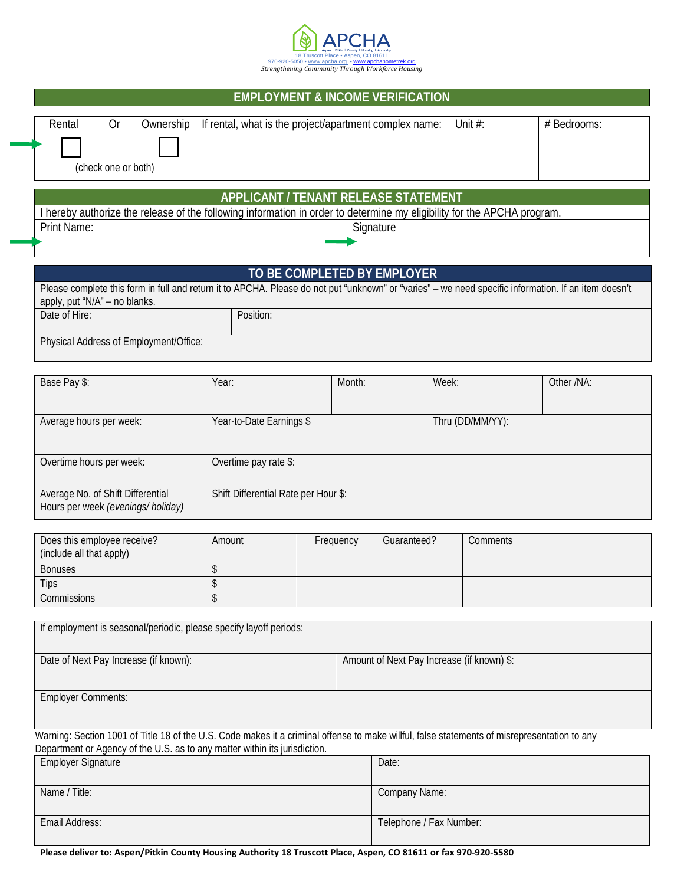APCHA

Aspen | Pitkin | County | Housing | Authority

18 Truscott Place • Aspen, CO 81611

970-920-5050 • www.apcha.org • www.apchahometrek.org

*Strengthening Community Through Workforce Housing*

## EMPLOYMENT & INCOME VERIFICATION

| Rental ☐ Or Ownership ☐ (check one or both) | If rental, what is the project/apartment complex name: | Unit #: | # Bedrooms: |
|---|---|---|---|

## APPLICANT / TENANT RELEASE STATEMENT

I hereby authorize the release of the following information in order to determine my eligibility for the APCHA program.

| Print Name: | Signature |
|---|---|

## TO BE COMPLETED BY EMPLOYER

Please complete this form in full and return it to APCHA. Please do not put "unknown" or "varies" – we need specific information. If an item doesn't apply, put "N/A" – no blanks.

| Date of Hire: | Position: |
|---|---|
| Physical Address of Employment/Office: | |

| Base Pay $: | Year: | Month: | Week: | Other /NA: |
|---|---|---|---|---|
| Average hours per week: | Year-to-Date Earnings $ | | Thru (DD/MM/YY): | |
| Overtime hours per week: | Overtime pay rate $: | | | |
| Average No. of Shift Differential Hours per week *(evenings/ holiday)* | Shift Differential Rate per Hour $: | | | |

| Does this employee receive? (include all that apply) | Amount | Frequency | Guaranteed? | Comments |
|---|---|---|---|---|
| Bonuses | $ | | | |
| Tips | $ | | | |
| Commissions | $ | | | |

| If employment is seasonal/periodic, please specify layoff periods: | |
|---|---|
| Date of Next Pay Increase (if known): | Amount of Next Pay Increase (if known) $: |
| Employer Comments: | |

Warning: Section 1001 of Title 18 of the U.S. Code makes it a criminal offense to make willful, false statements of misrepresentation to any Department or Agency of the U.S. as to any matter within its jurisdiction.

| Employer Signature | Date: |
|---|---|
| Name / Title: | Company Name: |
| Email Address: | Telephone / Fax Number: |

**Please deliver to: Aspen/Pitkin County Housing Authority 18 Truscott Place, Aspen, CO 81611 or fax 970-920-5580**